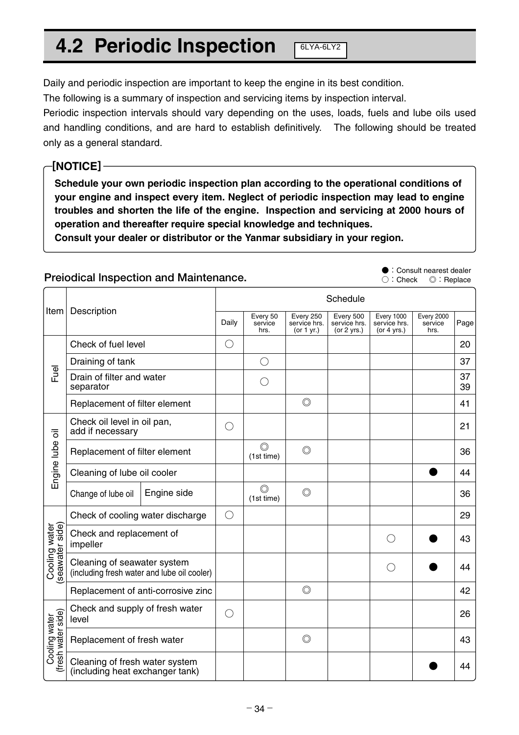# 4.2 Periodic Inspection

6LYA-6LY2

Daily and periodic inspection are important to keep the engine in its best condition.
The following is a summary of inspection and servicing items by inspection interval.
Periodic inspection intervals should vary depending on the uses, loads, fuels and lube oils used and handling conditions, and are hard to establish definitively. The following should be treated only as a general standard.

**[NOTICE]**

**Schedule your own periodic inspection plan according to the operational conditions of your engine and inspect every item. Neglect of periodic inspection may lead to engine troubles and shorten the life of the engine. Inspection and servicing at 2000 hours of operation and thereafter require special knowledge and techniques.**
**Consult your dealer or distributor or the Yanmar subsidiary in your region.**

## Preiodical Inspection and Maintenance.

●: Consult nearest dealer
○: Check ◎: Replace

| Item | Description | Schedule | | | | | | Page |
|---|---|---|---|---|---|---|---|---|
| | | Daily | Every 50 service hrs. | Every 250 service hrs. (or 1 yr.) | Every 500 service hrs. (or 2 yrs.) | Every 1000 service hrs. (or 4 yrs.) | Every 2000 service hrs. | |
| Fuel | Check of fuel level | ○ | | | | | | 20 |
| | Draining of tank | | ○ | | | | | 37 |
| | Drain of filter and water separator | | ○ | | | | | 37, 39 |
| | Replacement of filter element | | | ◎ | | | | 41 |
| Engine lube oil | Check oil level in oil pan, add if necessary | ○ | | | | | | 21 |
| | Replacement of filter element | | ◎ (1st time) | ◎ | | | | 36 |
| | Cleaning of lube oil cooler | | | | | | ● | 44 |
| | Change of lube oil — Engine side | | ◎ (1st time) | ◎ | | | | 36 |
| Cooling water (seawater side) | Check of cooling water discharge | ○ | | | | | | 29 |
| | Check and replacement of impeller | | | | | ○ | ● | 43 |
| | Cleaning of seawater system (including fresh water and lube oil cooler) | | | | | ○ | ● | 44 |
| | Replacement of anti-corrosive zinc | | | ◎ | | | | 42 |
| Cooling water (fresh water side) | Check and supply of fresh water level | ○ | | | | | | 26 |
| | Replacement of fresh water | | | ◎ | | | | 43 |
| | Cleaning of fresh water system (including heat exchanger tank) | | | | | | ● | 44 |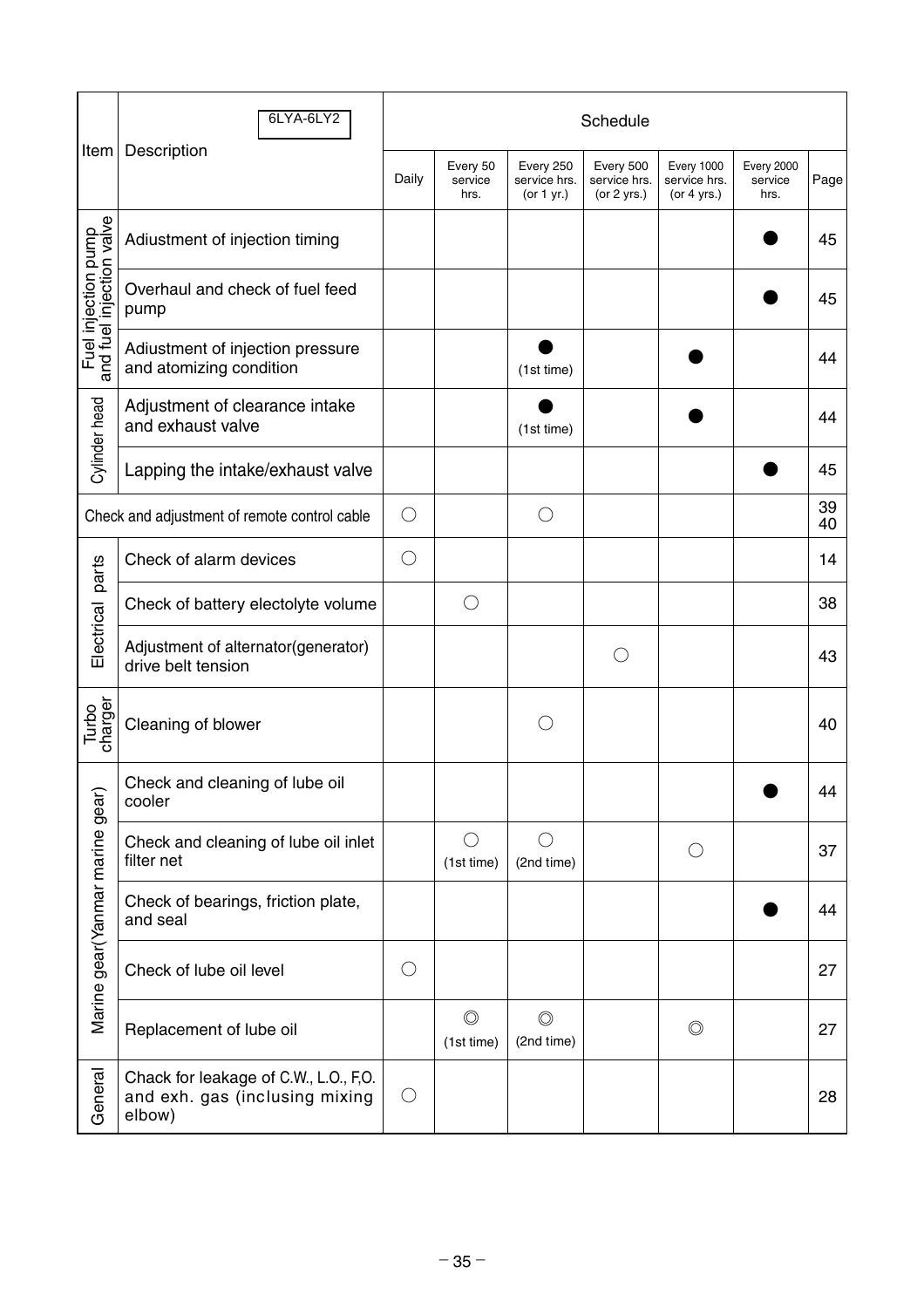| Item | Description 6LYA-6LY2 | Schedule | | | | | | |
|---|---|---|---|---|---|---|---|---|
| | | Daily | Every 50 service hrs. | Every 250 service hrs. (or 1 yr.) | Every 500 service hrs. (or 2 yrs.) | Every 1000 service hrs. (or 4 yrs.) | Every 2000 service hrs. | Page |
| Fuel injection pump and fuel injection valve | Adiustment of injection timing | | | | | | ● | 45 |
| | Overhaul and check of fuel feed pump | | | | | | ● | 45 |
| | Adiustment of injection pressure and atomizing condition | | | ● (1st time) | | ● | | 44 |
| Cylinder head | Adjustment of clearance intake and exhaust valve | | | ● (1st time) | | ● | | 44 |
| | Lapping the intake/exhaust valve | | | | | | ● | 45 |
| Check and adjustment of remote control cable | | ○ | | ○ | | | | 39 40 |
| Electrical parts | Check of alarm devices | ○ | | | | | | 14 |
| | Check of battery electolyte volume | | ○ | | | | | 38 |
| | Adjustment of alternator(generator) drive belt tension | | | | ○ | | | 43 |
| Turbo charger | Cleaning of blower | | | ○ | | | | 40 |
| Marine gear(Yanmar marine gear) | Check and cleaning of lube oil cooler | | | | | | ● | 44 |
| | Check and cleaning of lube oil inlet filter net | | ○ (1st time) | ○ (2nd time) | | ○ | | 37 |
| | Check of bearings, friction plate, and seal | | | | | | ● | 44 |
| | Check of lube oil level | ○ | | | | | | 27 |
| | Replacement of lube oil | | ◎ (1st time) | ◎ (2nd time) | | ◎ | | 27 |
| General | Chack for leakage of C.W., L.O., F.O. and exh. gas (inclusing mixing elbow) | ○ | | | | | | 28 |